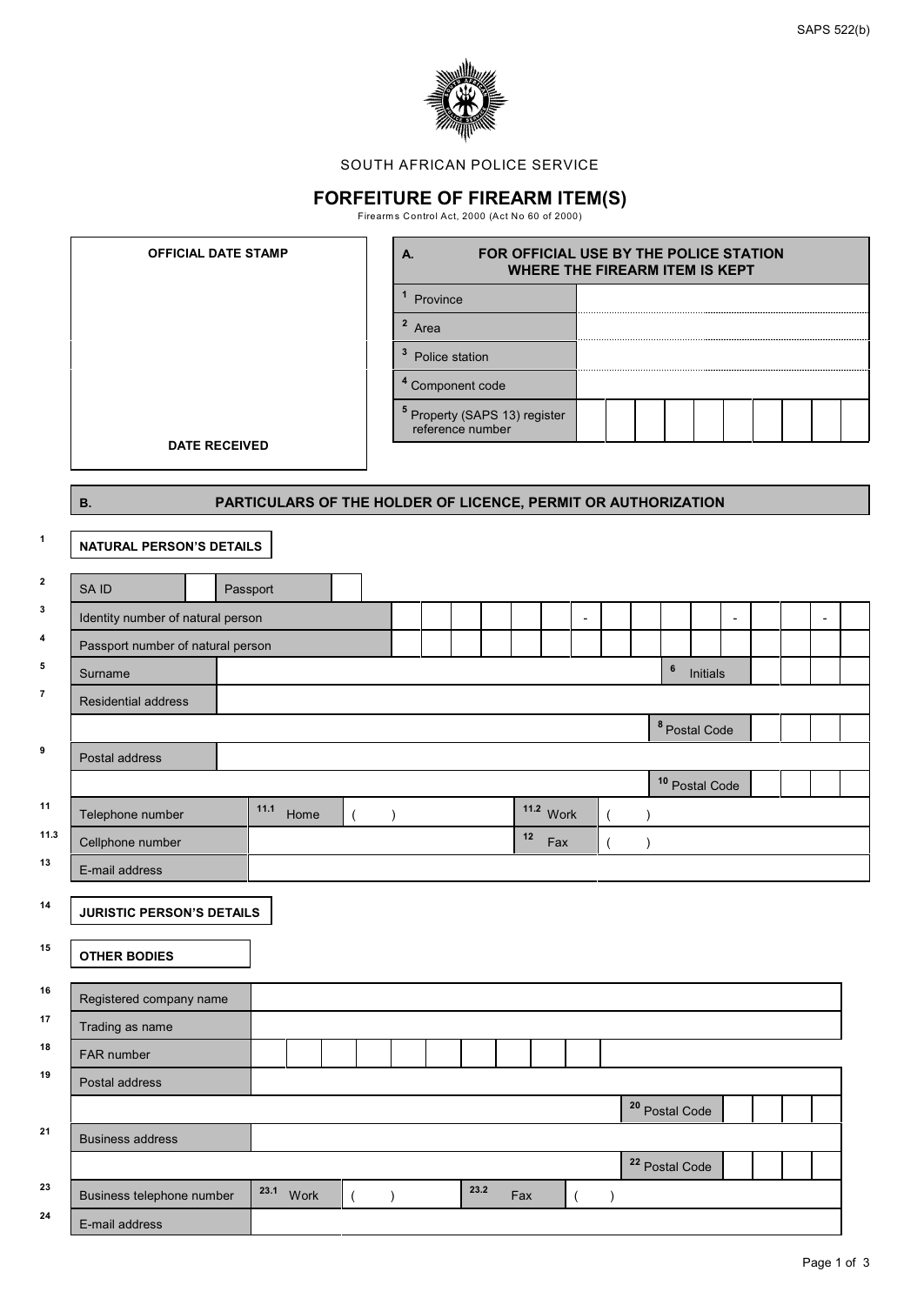SAPS 522(b)

SOUTH AFRICAN POLICE SERVICE

# FORFEITURE OF FIREARM ITEM(S)

Firearms Control Act, 2000 (Act No 60 of 2000)

| OFFICIAL DATE STAMP |
| --- |
| |
| DATE RECEIVED |

| A. FOR OFFICIAL USE BY THE POLICE STATION WHERE THE FIREARM ITEM IS KEPT | |
| --- | --- |
| 1 Province | |
| 2 Area | |
| 3 Police station | |
| 4 Component code | |
| 5 Property (SAPS 13) register reference number | |

## B. PARTICULARS OF THE HOLDER OF LICENCE, PERMIT OR AUTHORIZATION

**1 NATURAL PERSON'S DETAILS**

| | | | | |
| --- | --- | --- | --- | --- |
| 2 | SA ID | | Passport | |
| 3 | Identity number of natural person | - - - | | |
| 4 | Passport number of natural person | | | |
| 5 | Surname | | 6 Initials | |
| 7 | Residential address | | | |
| | | | 8 Postal Code | |
| 9 | Postal address | | | |
| | | | 10 Postal Code | |
| 11 | Telephone number | 11.1 Home ( ) | 11.2 Work ( ) | |
| 11.3 | Cellphone number | | 12 Fax ( ) | |
| 13 | E-mail address | | | |

**14 JURISTIC PERSON'S DETAILS**

**15 OTHER BODIES**

| | | | | |
| --- | --- | --- | --- | --- |
| 16 | Registered company name | | | |
| 17 | Trading as name | | | |
| 18 | FAR number | | | |
| 19 | Postal address | | | |
| | | | 20 Postal Code | |
| 21 | Business address | | | |
| | | | 22 Postal Code | |
| 23 | Business telephone number | 23.1 Work ( ) | 23.2 Fax ( ) | |
| 24 | E-mail address | | | |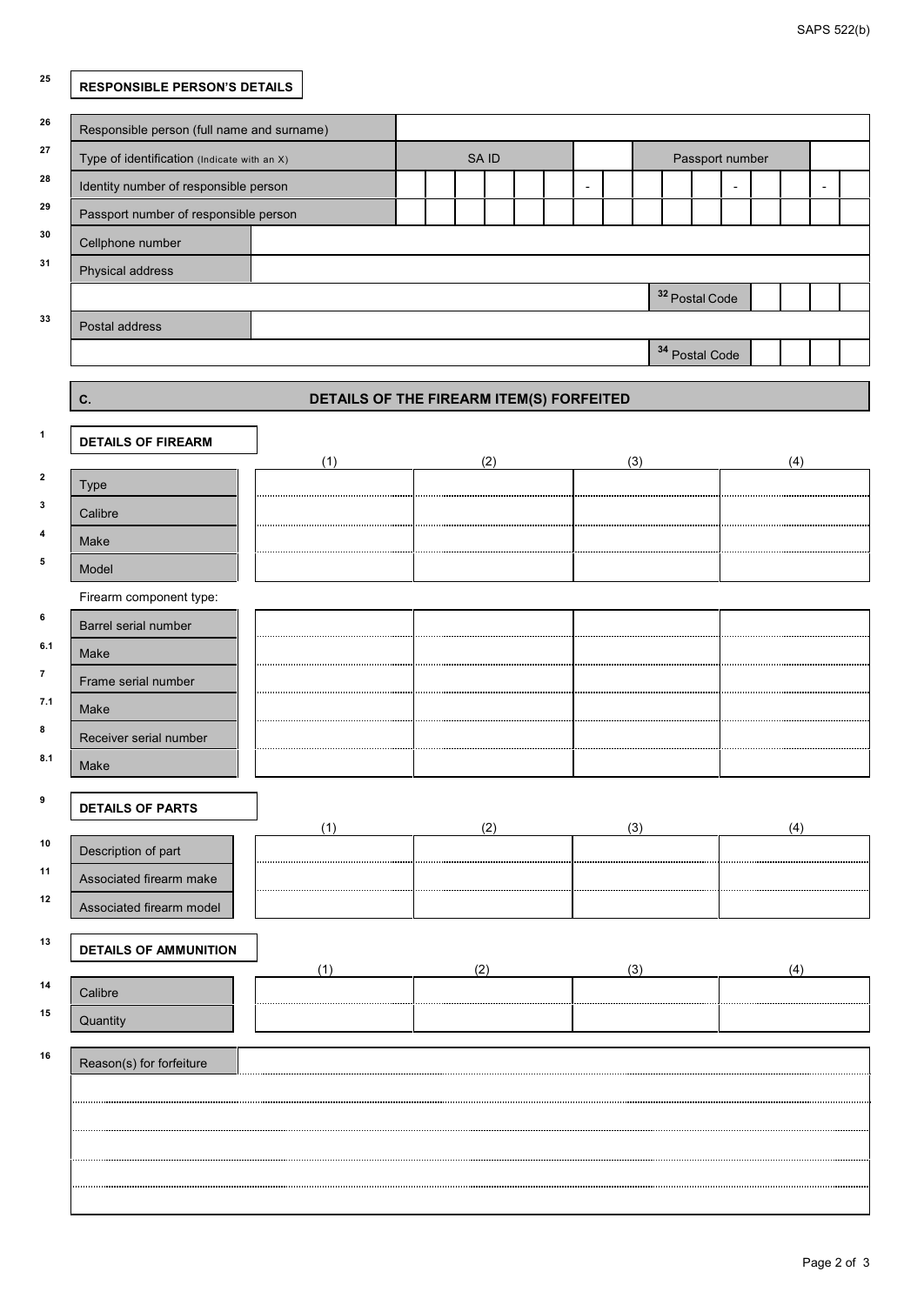**25** **RESPONSIBLE PERSON'S DETAILS**

| | | | | |
|---|---|---|---|---|
| 26 | Responsible person (full name and surname) | | | |
| 27 | Type of identification (Indicate with an X) | SA ID | | Passport number |
| 28 | Identity number of responsible person | | | |
| 29 | Passport number of responsible person | | | |
| 30 | Cellphone number | | | |
| 31 | Physical address | | | |
| | | | 32 Postal Code | |
| 33 | Postal address | | | |
| | | | 34 Postal Code | |

## C. DETAILS OF THE FIREARM ITEM(S) FORFEITED

**1** **DETAILS OF FIREARM**

| | | (1) | (2) | (3) | (4) |
|---|---|---|---|---|---|
| 2 | Type | | | | |
| 3 | Calibre | | | | |
| 4 | Make | | | | |
| 5 | Model | | | | |
| | Firearm component type: | | | | |
| 6 | Barrel serial number | | | | |
| 6.1 | Make | | | | |
| 7 | Frame serial number | | | | |
| 7.1 | Make | | | | |
| 8 | Receiver serial number | | | | |
| 8.1 | Make | | | | |

**9** **DETAILS OF PARTS**

| | | (1) | (2) | (3) | (4) |
|---|---|---|---|---|---|
| 10 | Description of part | | | | |
| 11 | Associated firearm make | | | | |
| 12 | Associated firearm model | | | | |

**13** **DETAILS OF AMMUNITION**

| | | (1) | (2) | (3) | (4) |
|---|---|---|---|---|---|
| 14 | Calibre | | | | |
| 15 | Quantity | | | | |

| | | |
|---|---|---|
| 16 | Reason(s) for forfeiture | |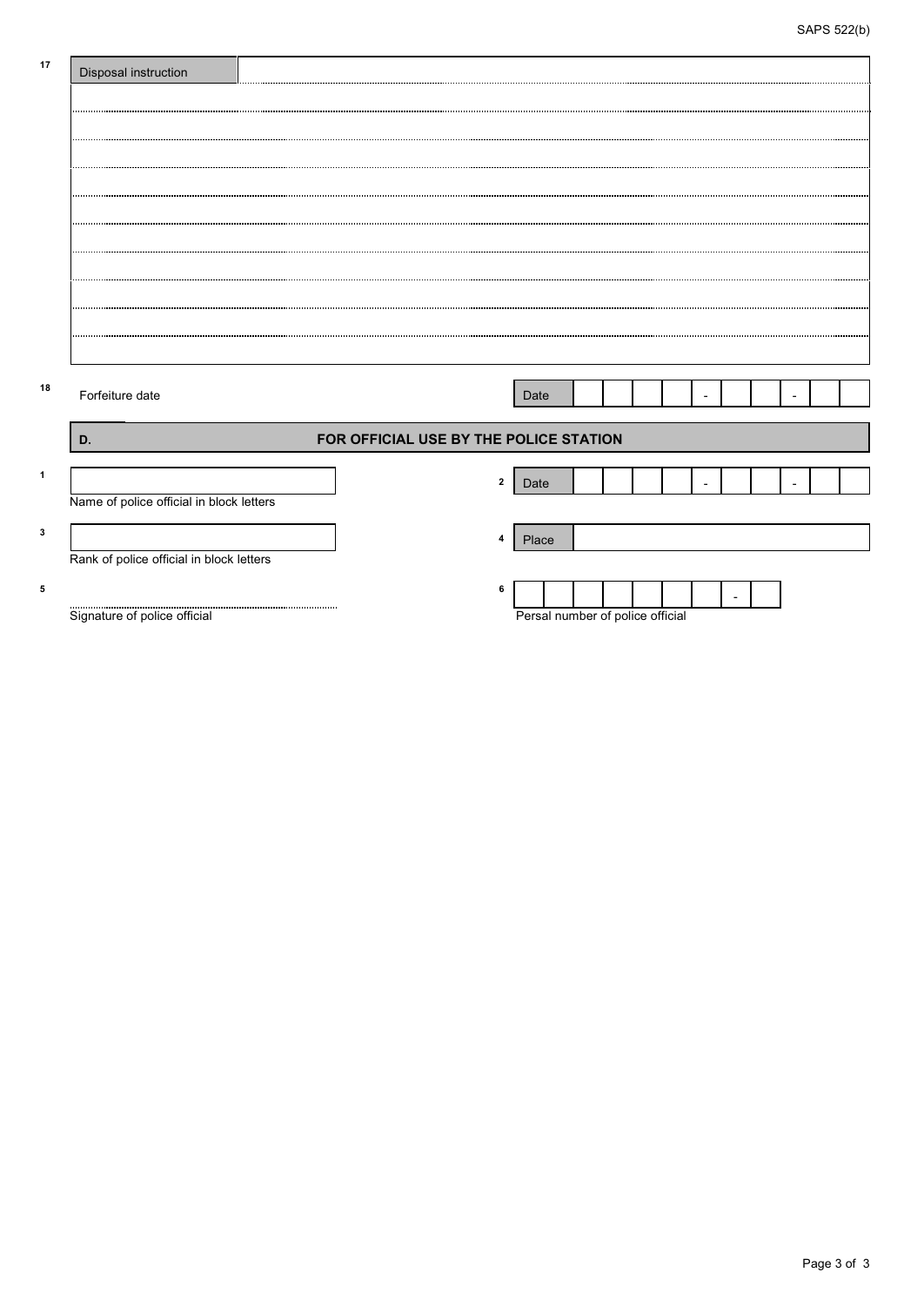17 Disposal instruction

..........................................................................................................................................................

..........................................................................................................................................................

..........................................................................................................................................................

..........................................................................................................................................................

..........................................................................................................................................................

..........................................................................................................................................................

..........................................................................................................................................................

..........................................................................................................................................................

..........................................................................................................................................................

18 Forfeiture date — Date: _ _ _ _ - _ _ - _ _

## D. FOR OFFICIAL USE BY THE POLICE STATION

| | |
|---|---|
| 1 ____________________ Name of police official in block letters | 2 Date: _ _ _ _ - _ _ - _ _ |
| 3 ____________________ Rank of police official in block letters | 4 Place: ____________________ |
| 5 .................................................... Signature of police official | 6 _ _ _ _ _ _ _ - _ Persal number of police official |